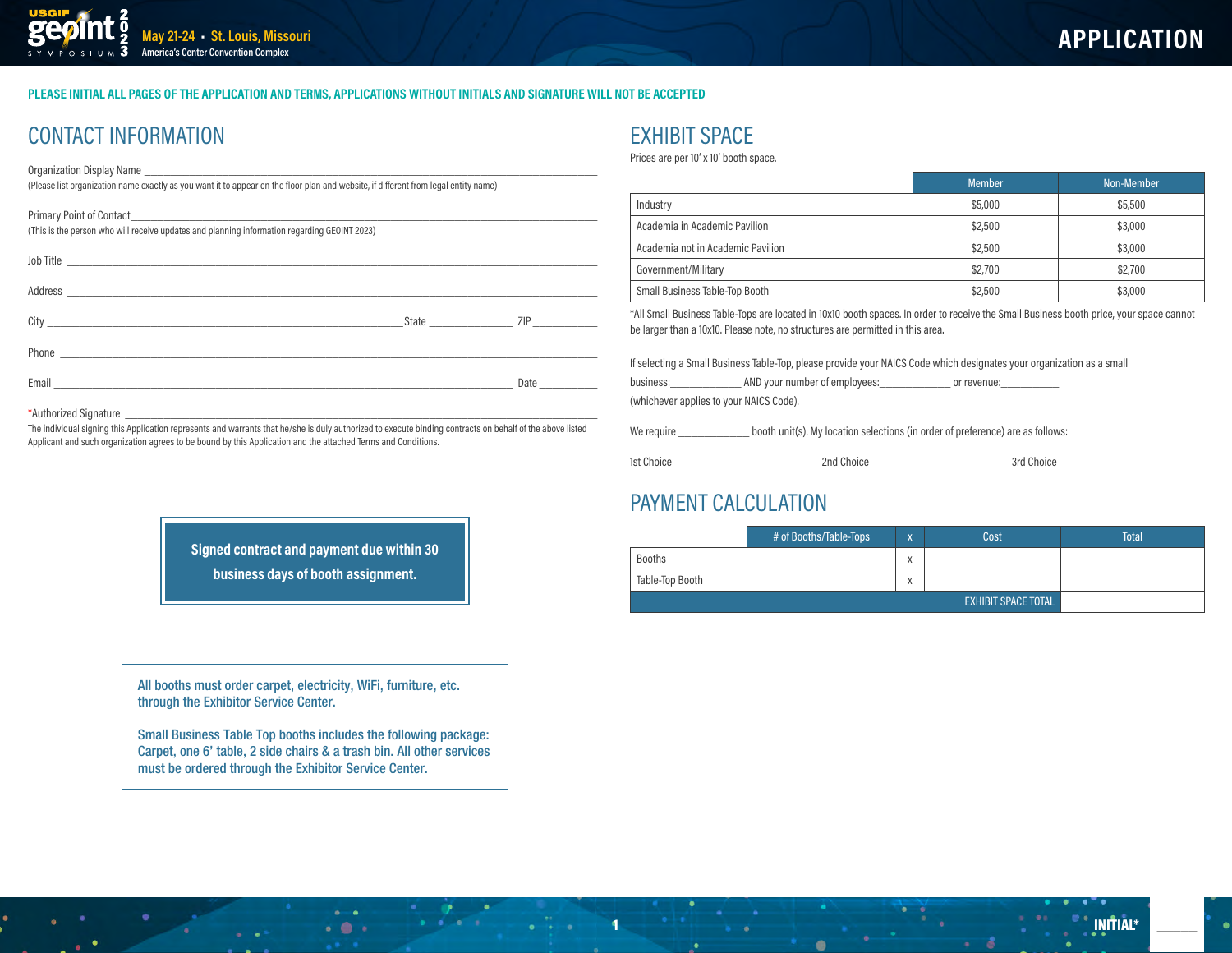USGIF geoint 2023 SYMPOSIUM

May 21-24 • St. Louis, Missouri
America's Center Convention Complex

# APPLICATION

**PLEASE INITIAL ALL PAGES OF THE APPLICATION AND TERMS, APPLICATIONS WITHOUT INITIALS AND SIGNATURE WILL NOT BE ACCEPTED**

## CONTACT INFORMATION

Organization Display Name ______________________________
(Please list organization name exactly as you want it to appear on the floor plan and website, if different from legal entity name)

Primary Point of Contact ______________________________
(This is the person who will receive updates and planning information regarding GEOINT 2023)

Job Title ______________________________

Address ______________________________

City ______________________________ State __________ ZIP __________

Phone ______________________________

Email ______________________________ Date __________

*Authorized Signature ______________________________
The individual signing this Application represents and warrants that he/she is duly authorized to execute binding contracts on behalf of the above listed Applicant and such organization agrees to be bound by this Application and the attached Terms and Conditions.

**Signed contract and payment due within 30 business days of booth assignment.**

All booths must order carpet, electricity, WiFi, furniture, etc. through the Exhibitor Service Center.

Small Business Table Top booths includes the following package: Carpet, one 6' table, 2 side chairs & a trash bin. All other services must be ordered through the Exhibitor Service Center.

## EXHIBIT SPACE

Prices are per 10' x 10' booth space.

| | Member | Non-Member |
|---|---|---|
| Industry | $5,000 | $5,500 |
| Academia in Academic Pavilion | $2,500 | $3,000 |
| Academia not in Academic Pavilion | $2,500 | $3,000 |
| Government/Military | $2,700 | $2,700 |
| Small Business Table-Top Booth | $2,500 | $3,000 |

*All Small Business Table-Tops are located in 10x10 booth spaces. In order to receive the Small Business booth price, your space cannot be larger than a 10x10. Please note, no structures are permitted in this area.

If selecting a Small Business Table-Top, please provide your NAICS Code which designates your organization as a small business:__________ AND your number of employees:__________ or revenue:__________ (whichever applies to your NAICS Code).

We require __________ booth unit(s). My location selections (in order of preference) are as follows:

1st Choice __________ 2nd Choice __________ 3rd Choice __________

## PAYMENT CALCULATION

| | # of Booths/Table-Tops | x | Cost | Total |
|---|---|---|---|---|
| Booths | | x | | |
| Table-Top Booth | | x | | |
| | | | EXHIBIT SPACE TOTAL | |

INITIAL* ______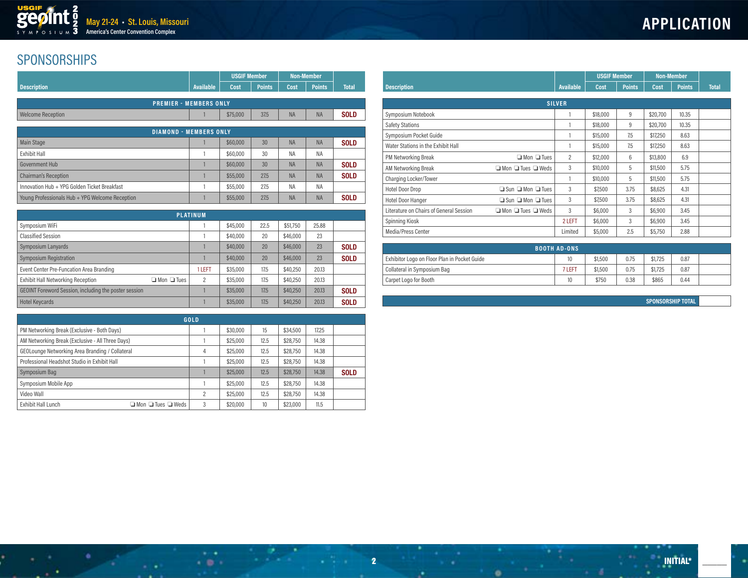# APPLICATION

## SPONSORSHIPS

| Description | Available | USGIF Member | | Non-Member | | Total |
|---|---|---|---|---|---|---|
| | | Cost | Points | Cost | Points | |
| **PREMIER - MEMBERS ONLY** | | | | | | |
| Welcome Reception | 1 | $75,000 | 37.5 | NA | NA | SOLD |
| **DIAMOND - MEMBERS ONLY** | | | | | | |
| Main Stage | 1 | $60,000 | 30 | NA | NA | SOLD |
| Exhibit Hall | 1 | $60,000 | 30 | NA | NA | |
| Government Hub | 1 | $60,000 | 30 | NA | NA | SOLD |
| Chairman's Reception | 1 | $55,000 | 27.5 | NA | NA | SOLD |
| Innovation Hub + YPG Golden Ticket Breakfast | 1 | $55,000 | 27.5 | NA | NA | |
| Young Professionals Hub + YPG Welcome Reception | 1 | $55,000 | 27.5 | NA | NA | SOLD |
| **PLATINUM** | | | | | | |
| Symposium WiFi | 1 | $45,000 | 22.5 | $51,750 | 25.88 | |
| Classified Session | 1 | $40,000 | 20 | $46,000 | 23 | |
| Symposium Lanyards | 1 | $40,000 | 20 | $46,000 | 23 | SOLD |
| Symposium Registration | 1 | $40,000 | 20 | $46,000 | 23 | SOLD |
| Event Center Pre-Funcation Area Branding | 1 LEFT | $35,000 | 17.5 | $40,250 | 20.13 | |
| Exhibit Hall Networking Reception ❑ Mon ❑ Tues | 2 | $35,000 | 17.5 | $40,250 | 20.13 | |
| GEOINT Foreword Session, including the poster session | 1 | $35,000 | 17.5 | $40,250 | 20.13 | SOLD |
| Hotel Keycards | 1 | $35,000 | 17.5 | $40,250 | 20.13 | SOLD |
| **GOLD** | | | | | | |
| PM Networking Break (Exclusive - Both Days) | 1 | $30,000 | 15 | $34,500 | 17.25 | |
| AM Networking Break (Exclusive - All Three Days) | 1 | $25,000 | 12.5 | $28,750 | 14.38 | |
| GEOLounge Networking Area Branding / Collateral | 4 | $25,000 | 12.5 | $28,750 | 14.38 | |
| Professional Headshot Studio in Exhibit Hall | 1 | $25,000 | 12.5 | $28,750 | 14.38 | |
| Symposium Bag | 1 | $25,000 | 12.5 | $28,750 | 14.38 | SOLD |
| Symposium Mobile App | 1 | $25,000 | 12.5 | $28,750 | 14.38 | |
| Video Wall | 2 | $25,000 | 12.5 | $28,750 | 14.38 | |
| Exhibit Hall Lunch ❑ Mon ❑ Tues ❑ Weds | 3 | $20,000 | 10 | $23,000 | 11.5 | |

| Description | Available | USGIF Member | | Non-Member | | Total |
|---|---|---|---|---|---|---|
| | | Cost | Points | Cost | Points | |
| **SILVER** | | | | | | |
| Symposium Notebook | 1 | $18,000 | 9 | $20,700 | 10.35 | |
| Safety Stations | 1 | $18,000 | 9 | $20,700 | 10.35 | |
| Symposium Pocket Guide | 1 | $15,000 | 7.5 | $17,250 | 8.63 | |
| Water Stations in the Exhibit Hall | 1 | $15,000 | 7.5 | $17,250 | 8.63 | |
| PM Networking Break ❑ Mon ❑ Tues | 2 | $12,000 | 6 | $13,800 | 6.9 | |
| AM Networking Break ❑ Mon ❑ Tues ❑ Weds | 3 | $10,000 | 5 | $11,500 | 5.75 | |
| Charging Locker/Tower | 1 | $10,000 | 5 | $11,500 | 5.75 | |
| Hotel Door Drop ❑ Sun ❑ Mon ❑ Tues | 3 | $7,500 | 3.75 | $8,625 | 4.31 | |
| Hotel Door Hanger ❑ Sun ❑ Mon ❑ Tues | 3 | $7,500 | 3.75 | $8,625 | 4.31 | |
| Literature on Chairs of General Session ❑ Mon ❑ Tues ❑ Weds | 3 | $6,000 | 3 | $6,900 | 3.45 | |
| Spinning Kiosk | 2 LEFT | $6,000 | 3 | $6,900 | 3.45 | |
| Media/Press Center | Limited | $5,000 | 2.5 | $5,750 | 2.88 | |
| **BOOTH AD-ONS** | | | | | | |
| Exhibitor Logo on Floor Plan in Pocket Guide | 10 | $1,500 | 0.75 | $1,725 | 0.87 | |
| Collateral in Symposium Bag | 7 LEFT | $1,500 | 0.75 | $1,725 | 0.87 | |
| Carpet Logo for Booth | 10 | $750 | 0.38 | $865 | 0.44 | |

| SPONSORSHIP TOTAL | |
|---|---|

INITIAL* ______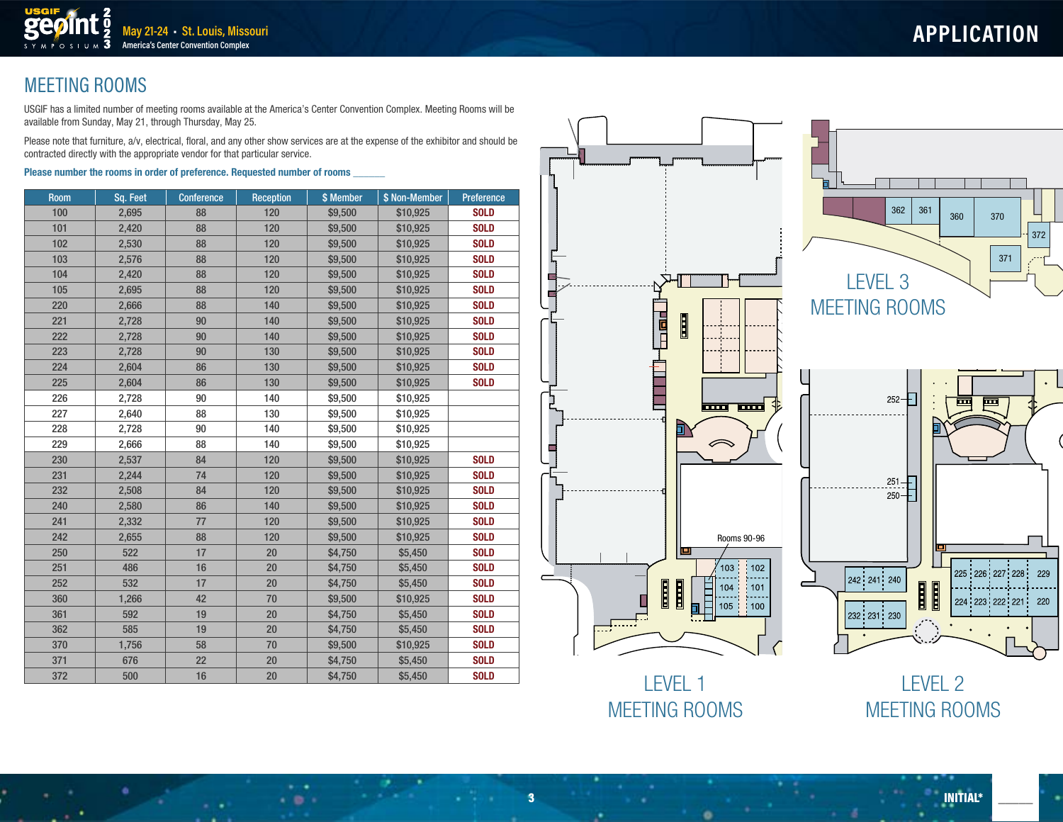# MEETING ROOMS

USGIF has a limited number of meeting rooms available at the America's Center Convention Complex. Meeting Rooms will be available from Sunday, May 21, through Thursday, May 25.

Please note that furniture, a/v, electrical, floral, and any other show services are at the expense of the exhibitor and should be contracted directly with the appropriate vendor for that particular service.

**Please number the rooms in order of preference. Requested number of rooms ______**

| Room | Sq. Feet | Conference | Reception | $ Member | $ Non-Member | Preference |
|---|---|---|---|---|---|---|
| 100 | 2,695 | 88 | 120 | $9,500 | $10,925 | SOLD |
| 101 | 2,420 | 88 | 120 | $9,500 | $10,925 | SOLD |
| 102 | 2,530 | 88 | 120 | $9,500 | $10,925 | SOLD |
| 103 | 2,576 | 88 | 120 | $9,500 | $10,925 | SOLD |
| 104 | 2,420 | 88 | 120 | $9,500 | $10,925 | SOLD |
| 105 | 2,695 | 88 | 120 | $9,500 | $10,925 | SOLD |
| 220 | 2,666 | 88 | 140 | $9,500 | $10,925 | SOLD |
| 221 | 2,728 | 90 | 140 | $9,500 | $10,925 | SOLD |
| 222 | 2,728 | 90 | 140 | $9,500 | $10,925 | SOLD |
| 223 | 2,728 | 90 | 130 | $9,500 | $10,925 | SOLD |
| 224 | 2,604 | 86 | 130 | $9,500 | $10,925 | SOLD |
| 225 | 2,604 | 86 | 130 | $9,500 | $10,925 | SOLD |
| 226 | 2,728 | 90 | 140 | $9,500 | $10,925 | |
| 227 | 2,640 | 88 | 130 | $9,500 | $10,925 | |
| 228 | 2,728 | 90 | 140 | $9,500 | $10,925 | |
| 229 | 2,666 | 88 | 140 | $9,500 | $10,925 | |
| 230 | 2,537 | 84 | 120 | $9,500 | $10,925 | SOLD |
| 231 | 2,244 | 74 | 120 | $9,500 | $10,925 | SOLD |
| 232 | 2,508 | 84 | 120 | $9,500 | $10,925 | SOLD |
| 240 | 2,580 | 86 | 140 | $9,500 | $10,925 | SOLD |
| 241 | 2,332 | 77 | 120 | $9,500 | $10,925 | SOLD |
| 242 | 2,655 | 88 | 120 | $9,500 | $10,925 | SOLD |
| 250 | 522 | 17 | 20 | $4,750 | $5,450 | SOLD |
| 251 | 486 | 16 | 20 | $4,750 | $5,450 | SOLD |
| 252 | 532 | 17 | 20 | $4,750 | $5,450 | SOLD |
| 360 | 1,266 | 42 | 70 | $9,500 | $10,925 | SOLD |
| 361 | 592 | 19 | 20 | $4,750 | $5,450 | SOLD |
| 362 | 585 | 19 | 20 | $4,750 | $5,450 | SOLD |
| 370 | 1,756 | 58 | 70 | $9,500 | $10,925 | SOLD |
| 371 | 676 | 22 | 20 | $4,750 | $5,450 | SOLD |
| 372 | 500 | 16 | 20 | $4,750 | $5,450 | SOLD |

LEVEL 1 MEETING ROOMS

LEVEL 2 MEETING ROOMS

LEVEL 3 MEETING ROOMS

INITIAL* ______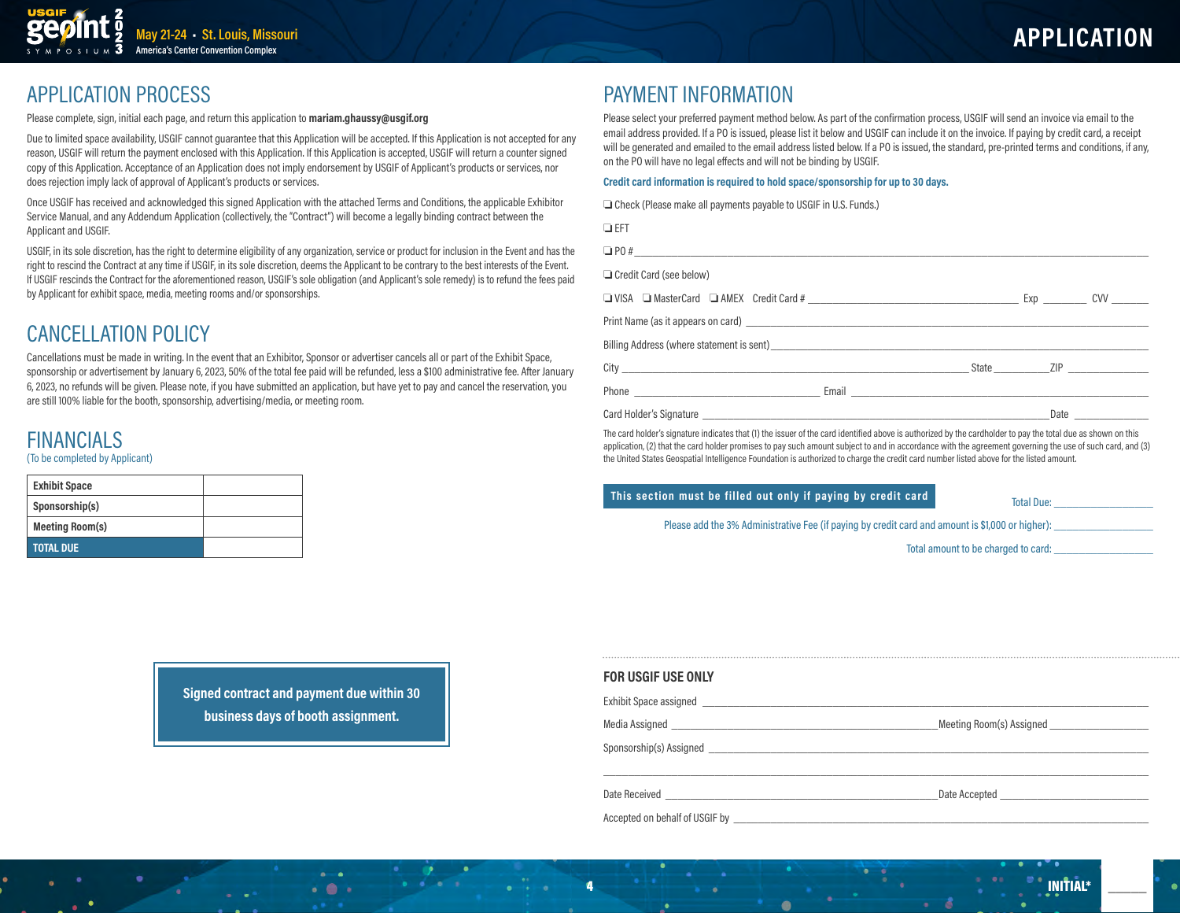# APPLICATION

## APPLICATION PROCESS

Please complete, sign, initial each page, and return this application to **mariam.ghaussy@usgif.org**

Due to limited space availability, USGIF cannot guarantee that this Application will be accepted. If this Application is not accepted for any reason, USGIF will return the payment enclosed with this Application. If this Application is accepted, USGIF will return a counter signed copy of this Application. Acceptance of an Application does not imply endorsement by USGIF of Applicant's products or services, nor does rejection imply lack of approval of Applicant's products or services.

Once USGIF has received and acknowledged this signed Application with the attached Terms and Conditions, the applicable Exhibitor Service Manual, and any Addendum Application (collectively, the "Contract") will become a legally binding contract between the Applicant and USGIF.

USGIF, in its sole discretion, has the right to determine eligibility of any organization, service or product for inclusion in the Event and has the right to rescind the Contract at any time if USGIF, in its sole discretion, deems the Applicant to be contrary to the best interests of the Event. If USGIF rescinds the Contract for the aforementioned reason, USGIF's sole obligation (and Applicant's sole remedy) is to refund the fees paid by Applicant for exhibit space, media, meeting rooms and/or sponsorships.

## CANCELLATION POLICY

Cancellations must be made in writing. In the event that an Exhibitor, Sponsor or advertiser cancels all or part of the Exhibit Space, sponsorship or advertisement by January 6, 2023, 50% of the total fee paid will be refunded, less a $100 administrative fee. After January 6, 2023, no refunds will be given. Please note, if you have submitted an application, but have yet to pay and cancel the reservation, you are still 100% liable for the booth, sponsorship, advertising/media, or meeting room.

## FINANCIALS

(To be completed by Applicant)

| | |
|---|---|
| **Exhibit Space** | |
| **Sponsorship(s)** | |
| **Meeting Room(s)** | |
| **TOTAL DUE** | |

**Signed contract and payment due within 30 business days of booth assignment.**

## PAYMENT INFORMATION

Please select your preferred payment method below. As part of the confirmation process, USGIF will send an invoice via email to the email address provided. If a PO is issued, please list it below and USGIF can include it on the invoice. If paying by credit card, a receipt will be generated and emailed to the email address listed below. If a PO is issued, the standard, pre-printed terms and conditions, if any, on the PO will have no legal effects and will not be binding by USGIF.

**Credit card information is required to hold space/sponsorship for up to 30 days.**

❑ Check (Please make all payments payable to USGIF in U.S. Funds.)

❑ EFT

❑ PO # ____________________

❑ Credit Card (see below)

❑ VISA ❑ MasterCard ❑ AMEX Credit Card # ____________________ Exp ________ CVV ________

Print Name (as it appears on card) ____________________

Billing Address (where statement is sent) ____________________

City ____________________ State __________ ZIP ____________

Phone ____________________ Email ____________________

Card Holder's Signature ____________________ Date ____________

The card holder's signature indicates that (1) the issuer of the card identified above is authorized by the cardholder to pay the total due as shown on this application, (2) that the card holder promises to pay such amount subject to and in accordance with the agreement governing the use of such card, and (3) the United States Geospatial Intelligence Foundation is authorized to charge the credit card number listed above for the listed amount.

**This section must be filled out only if paying by credit card**

Total Due: ____________________

Please add the 3% Administrative Fee (if paying by credit card and amount is $1,000 or higher): ____________________

Total amount to be charged to card: ____________________

### FOR USGIF USE ONLY

Exhibit Space assigned ____________________

Media Assigned ____________________ Meeting Room(s) Assigned ____________________

Sponsorship(s) Assigned ____________________

____________________

Date Received ____________________ Date Accepted ____________________

Accepted on behalf of USGIF by ____________________

INITIAL* ______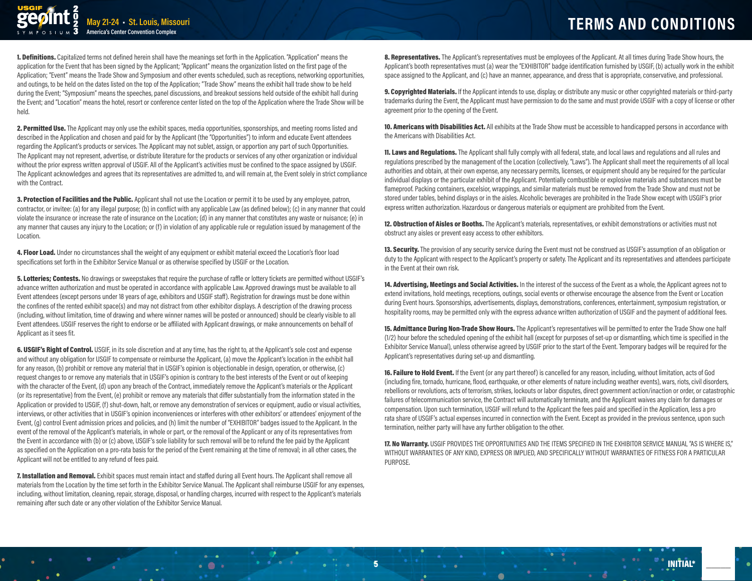# TERMS AND CONDITIONS

**1. Definitions.** Capitalized terms not defined herein shall have the meanings set forth in the Application. "Application" means the application for the Event that has been signed by the Applicant; "Applicant" means the organization listed on the first page of the Application; "Event" means the Trade Show and Symposium and other events scheduled, such as receptions, networking opportunities, and outings, to be held on the dates listed on the top of the Application; "Trade Show" means the exhibit hall trade show to be held during the Event; "Symposium" means the speeches, panel discussions, and breakout sessions held outside of the exhibit hall during the Event; and "Location" means the hotel, resort or conference center listed on the top of the Application where the Trade Show will be held.

**2. Permitted Use.** The Applicant may only use the exhibit spaces, media opportunities, sponsorships, and meeting rooms listed and described in the Application and chosen and paid for by the Applicant (the "Opportunities") to inform and educate Event attendees regarding the Applicant's products or services. The Applicant may not sublet, assign, or apportion any part of such Opportunities. The Applicant may not represent, advertise, or distribute literature for the products or services of any other organization or individual without the prior express written approval of USGIF. All of the Applicant's activities must be confined to the space assigned by USGIF. The Applicant acknowledges and agrees that its representatives are admitted to, and will remain at, the Event solely in strict compliance with the Contract.

**3. Protection of Facilities and the Public.** Applicant shall not use the Location or permit it to be used by any employee, patron, contractor, or invitee: (a) for any illegal purpose; (b) in conflict with any applicable Law (as defined below); (c) in any manner that could violate the insurance or increase the rate of insurance on the Location; (d) in any manner that constitutes any waste or nuisance; (e) in any manner that causes any injury to the Location; or (f) in violation of any applicable rule or regulation issued by management of the Location.

**4. Floor Load.** Under no circumstances shall the weight of any equipment or exhibit material exceed the Location's floor load specifications set forth in the Exhibitor Service Manual or as otherwise specified by USGIF or the Location.

**5. Lotteries; Contests.** No drawings or sweepstakes that require the purchase of raffle or lottery tickets are permitted without USGIF's advance written authorization and must be operated in accordance with applicable Law. Approved drawings must be available to all Event attendees (except persons under 18 years of age, exhibitors and USGIF staff). Registration for drawings must be done within the confines of the rented exhibit space(s) and may not distract from other exhibitor displays. A description of the drawing process (including, without limitation, time of drawing and where winner names will be posted or announced) should be clearly visible to all Event attendees. USGIF reserves the right to endorse or be affiliated with Applicant drawings, or make announcements on behalf of Applicant as it sees fit.

**6. USGIF's Right of Control.** USGIF, in its sole discretion and at any time, has the right to, at the Applicant's sole cost and expense and without any obligation for USGIF to compensate or reimburse the Applicant, (a) move the Applicant's location in the exhibit hall for any reason, (b) prohibit or remove any material that in USGIF's opinion is objectionable in design, operation, or otherwise, (c) request changes to or remove any materials that in USGIF's opinion is contrary to the best interests of the Event or out of keeping with the character of the Event, (d) upon any breach of the Contract, immediately remove the Applicant's materials or the Applicant (or its representative) from the Event, (e) prohibit or remove any materials that differ substantially from the information stated in the Application or provided to USGIF, (f) shut-down, halt, or remove any demonstration of services or equipment, audio or visual activities, interviews, or other activities that in USGIF's opinion inconveniences or interferes with other exhibitors' or attendees' enjoyment of the Event, (g) control Event admission prices and policies, and (h) limit the number of "EXHIBITOR" badges issued to the Applicant. In the event of the removal of the Applicant's materials, in whole or part, or the removal of the Applicant or any of its representatives from the Event in accordance with (b) or (c) above, USGIF's sole liability for such removal will be to refund the fee paid by the Applicant as specified on the Application on a pro-rata basis for the period of the Event remaining at the time of removal; in all other cases, the Applicant will not be entitled to any refund of fees paid.

**7. Installation and Removal.** Exhibit spaces must remain intact and staffed during all Event hours. The Applicant shall remove all materials from the Location by the time set forth in the Exhibitor Service Manual. The Applicant shall reimburse USGIF for any expenses, including, without limitation, cleaning, repair, storage, disposal, or handling charges, incurred with respect to the Applicant's materials remaining after such date or any other violation of the Exhibitor Service Manual.

**8. Representatives.** The Applicant's representatives must be employees of the Applicant. At all times during Trade Show hours, the Applicant's booth representatives must (a) wear the "EXHIBITOR" badge identification furnished by USGIF, (b) actually work in the exhibit space assigned to the Applicant, and (c) have an manner, appearance, and dress that is appropriate, conservative, and professional.

**9. Copyrighted Materials.** If the Applicant intends to use, display, or distribute any music or other copyrighted materials or third-party trademarks during the Event, the Applicant must have permission to do the same and must provide USGIF with a copy of license or other agreement prior to the opening of the Event.

**10. Americans with Disabilities Act.** All exhibits at the Trade Show must be accessible to handicapped persons in accordance with the Americans with Disabilities Act.

**11. Laws and Regulations.** The Applicant shall fully comply with all federal, state, and local laws and regulations and all rules and regulations prescribed by the management of the Location (collectively, "Laws"). The Applicant shall meet the requirements of all local authorities and obtain, at their own expense, any necessary permits, licenses, or equipment should any be required for the particular individual displays or the particular exhibit of the Applicant. Potentially combustible or explosive materials and substances must be flameproof. Packing containers, excelsior, wrappings, and similar materials must be removed from the Trade Show and must not be stored under tables, behind displays or in the aisles. Alcoholic beverages are prohibited in the Trade Show except with USGIF's prior express written authorization. Hazardous or dangerous materials or equipment are prohibited from the Event.

**12. Obstruction of Aisles or Booths.** The Applicant's materials, representatives, or exhibit demonstrations or activities must not obstruct any aisles or prevent easy access to other exhibitors.

**13. Security.** The provision of any security service during the Event must not be construed as USGIF's assumption of an obligation or duty to the Applicant with respect to the Applicant's property or safety. The Applicant and its representatives and attendees participate in the Event at their own risk.

**14. Advertising, Meetings and Social Activities.** In the interest of the success of the Event as a whole, the Applicant agrees not to extend invitations, hold meetings, receptions, outings, social events or otherwise encourage the absence from the Event or Location during Event hours. Sponsorships, advertisements, displays, demonstrations, conferences, entertainment, symposium registration, or hospitality rooms, may be permitted only with the express advance written authorization of USGIF and the payment of additional fees.

**15. Admittance During Non-Trade Show Hours.** The Applicant's representatives will be permitted to enter the Trade Show one half (1/2) hour before the scheduled opening of the exhibit hall (except for purposes of set-up or dismantling, which time is specified in the Exhibitor Service Manual), unless otherwise agreed by USGIF prior to the start of the Event. Temporary badges will be required for the Applicant's representatives during set-up and dismantling.

**16. Failure to Hold Event.** If the Event (or any part thereof) is cancelled for any reason, including, without limitation, acts of God (including fire, tornado, hurricane, flood, earthquake, or other elements of nature including weather events), wars, riots, civil disorders, rebellions or revolutions, acts of terrorism, strikes, lockouts or labor disputes, direct government action/inaction or order, or catastrophic failures of telecommunication service, the Contract will automatically terminate, and the Applicant waives any claim for damages or compensation. Upon such termination, USGIF will refund to the Applicant the fees paid and specified in the Application, less a pro rata share of USGIF's actual expenses incurred in connection with the Event. Except as provided in the previous sentence, upon such termination, neither party will have any further obligation to the other.

**17. No Warranty.** USGIF PROVIDES THE OPPORTUNITIES AND THE ITEMS SPECIFIED IN THE EXHIBITOR SERVICE MANUAL "AS IS WHERE IS," WITHOUT WARRANTIES OF ANY KIND, EXPRESS OR IMPLIED, AND SPECIFICALLY WITHOUT WARRANTIES OF FITNESS FOR A PARTICULAR PURPOSE.

INITIAL* ______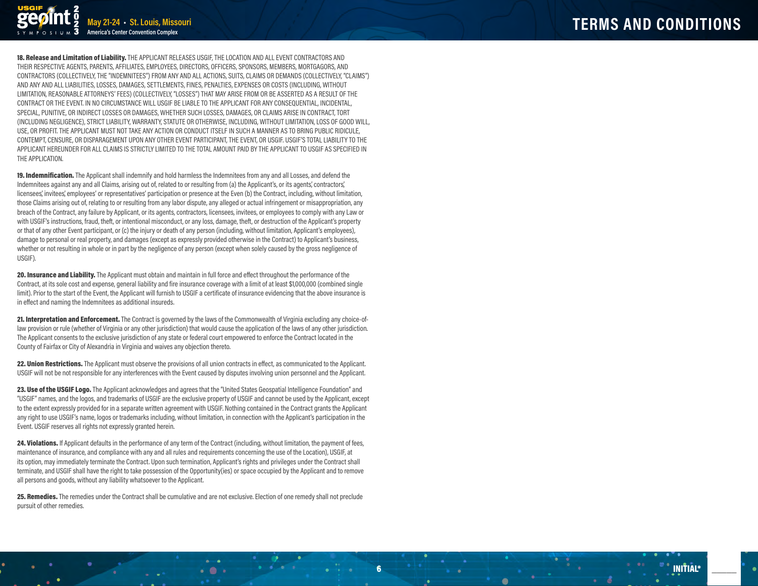**18. Release and Limitation of Liability.** THE APPLICANT RELEASES USGIF, THE LOCATION AND ALL EVENT CONTRACTORS AND THEIR RESPECTIVE AGENTS, PARENTS, AFFILIATES, EMPLOYEES, DIRECTORS, OFFICERS, SPONSORS, MEMBERS, MORTGAGORS, AND CONTRACTORS (COLLECTIVELY, THE "INDEMNITEES") FROM ANY AND ALL ACTIONS, SUITS, CLAIMS OR DEMANDS (COLLECTIVELY, "CLAIMS") AND ANY AND ALL LIABILITIES, LOSSES, DAMAGES, SETTLEMENTS, FINES, PENALTIES, EXPENSES OR COSTS (INCLUDING, WITHOUT LIMITATION, REASONABLE ATTORNEYS' FEES) (COLLECTIVELY, "LOSSES") THAT MAY ARISE FROM OR BE ASSERTED AS A RESULT OF THE CONTRACT OR THE EVENT. IN NO CIRCUMSTANCE WILL USGIF BE LIABLE TO THE APPLICANT FOR ANY CONSEQUENTIAL, INCIDENTAL, SPECIAL, PUNITIVE, OR INDIRECT LOSSES OR DAMAGES, WHETHER SUCH LOSSES, DAMAGES, OR CLAIMS ARISE IN CONTRACT, TORT (INCLUDING NEGLIGENCE), STRICT LIABILITY, WARRANTY, STATUTE OR OTHERWISE, INCLUDING, WITHOUT LIMITATION, LOSS OF GOOD WILL, USE, OR PROFIT. THE APPLICANT MUST NOT TAKE ANY ACTION OR CONDUCT ITSELF IN SUCH A MANNER AS TO BRING PUBLIC RIDICULE, CONTEMPT, CENSURE, OR DISPARAGEMENT UPON ANY OTHER EVENT PARTICIPANT, THE EVENT, OR USGIF. USGIF'S TOTAL LIABILITY TO THE APPLICANT HEREUNDER FOR ALL CLAIMS IS STRICTLY LIMITED TO THE TOTAL AMOUNT PAID BY THE APPLICANT TO USGIF AS SPECIFIED IN THE APPLICATION.

**19. Indemnification.** The Applicant shall indemnify and hold harmless the Indemnitees from any and all Losses, and defend the Indemnitees against any and all Claims, arising out of, related to or resulting from (a) the Applicant's, or its agents,' contractors,' licensees,' invitees,' employees' or representatives' participation or presence at the Even (b) the Contract, including, without limitation, those Claims arising out of, relating to or resulting from any labor dispute, any alleged or actual infringement or misappropriation, any breach of the Contract, any failure by Applicant, or its agents, contractors, licensees, invitees, or employees to comply with any Law or with USGIF's instructions, fraud, theft, or intentional misconduct, or any loss, damage, theft, or destruction of the Applicant's property or that of any other Event participant, or (c) the injury or death of any person (including, without limitation, Applicant's employees), damage to personal or real property, and damages (except as expressly provided otherwise in the Contract) to Applicant's business, whether or not resulting in whole or in part by the negligence of any person (except when solely caused by the gross negligence of USGIF).

**20. Insurance and Liability.** The Applicant must obtain and maintain in full force and effect throughout the performance of the Contract, at its sole cost and expense, general liability and fire insurance coverage with a limit of at least $1,000,000 (combined single limit). Prior to the start of the Event, the Applicant will furnish to USGIF a certificate of insurance evidencing that the above insurance is in effect and naming the Indemnitees as additional insureds.

**21. Interpretation and Enforcement.** The Contract is governed by the laws of the Commonwealth of Virginia excluding any choice-of-law provision or rule (whether of Virginia or any other jurisdiction) that would cause the application of the laws of any other jurisdiction. The Applicant consents to the exclusive jurisdiction of any state or federal court empowered to enforce the Contract located in the County of Fairfax or City of Alexandria in Virginia and waives any objection thereto.

**22. Union Restrictions.** The Applicant must observe the provisions of all union contracts in effect, as communicated to the Applicant. USGIF will not be not responsible for any interferences with the Event caused by disputes involving union personnel and the Applicant.

**23. Use of the USGIF Logo.** The Applicant acknowledges and agrees that the "United States Geospatial Intelligence Foundation" and "USGIF" names, and the logos, and trademarks of USGIF are the exclusive property of USGIF and cannot be used by the Applicant, except to the extent expressly provided for in a separate written agreement with USGIF. Nothing contained in the Contract grants the Applicant any right to use USGIF's name, logos or trademarks including, without limitation, in connection with the Applicant's participation in the Event. USGIF reserves all rights not expressly granted herein.

**24. Violations.** If Applicant defaults in the performance of any term of the Contract (including, without limitation, the payment of fees, maintenance of insurance, and compliance with any and all rules and requirements concerning the use of the Location), USGIF, at its option, may immediately terminate the Contract. Upon such termination, Applicant's rights and privileges under the Contract shall terminate, and USGIF shall have the right to take possession of the Opportunity(ies) or space occupied by the Applicant and to remove all persons and goods, without any liability whatsoever to the Applicant.

**25. Remedies.** The remedies under the Contract shall be cumulative and are not exclusive. Election of one remedy shall not preclude pursuit of other remedies.

INITIAL* ______